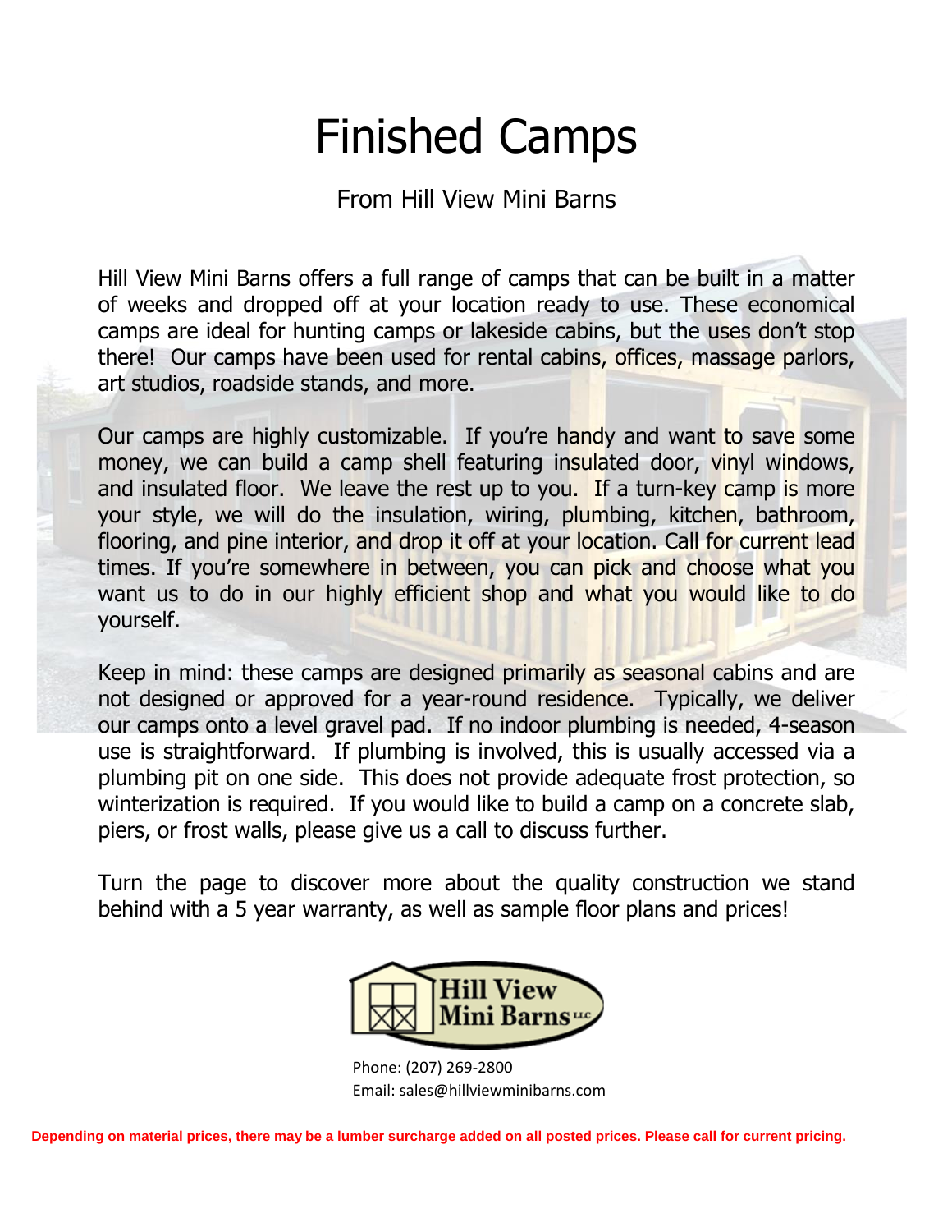# Finished Camps

From Hill View Mini Barns

Hill View Mini Barns offers a full range of camps that can be built in a matter of weeks and dropped off at your location ready to use. These economical camps are ideal for hunting camps or lakeside cabins, but the uses don't stop there! Our camps have been used for rental cabins, offices, massage parlors, art studios, roadside stands, and more.

Our camps are highly customizable. If you're handy and want to save some money, we can build a camp shell featuring insulated door, vinyl windows, and insulated floor. We leave the rest up to you. If a turn-key camp is more your style, we will do the insulation, wiring, plumbing, kitchen, bathroom, flooring, and pine interior, and drop it off at your location. Call for current lead times. If you're somewhere in between, you can pick and choose what you want us to do in our highly efficient shop and what you would like to do yourself.

Keep in mind: these camps are designed primarily as seasonal cabins and are not designed or approved for a year-round residence. Typically, we deliver our camps onto a level gravel pad. If no indoor plumbing is needed, 4-season use is straightforward. If plumbing is involved, this is usually accessed via a plumbing pit on one side. This does not provide adequate frost protection, so winterization is required. If you would like to build a camp on a concrete slab, piers, or frost walls, please give us a call to discuss further.

Turn the page to discover more about the quality construction we stand behind with a 5 year warranty, as well as sample floor plans and prices!

Hill View Mini Barns LLC

Phone: (207) 269-2800
Email: sales@hillviewminibarns.com

**Depending on material prices, there may be a lumber surcharge added on all posted prices. Please call for current pricing.**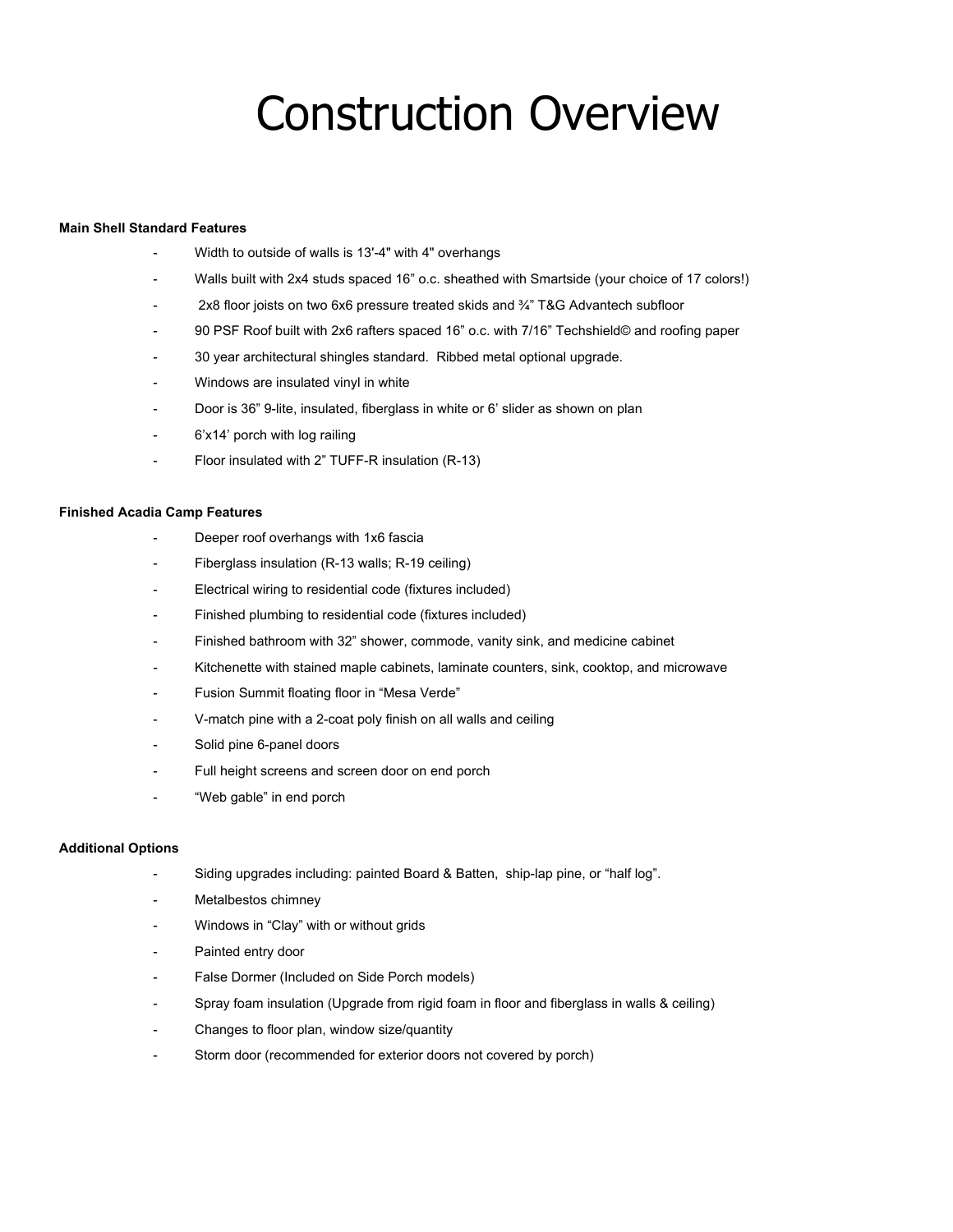# Construction Overview

**Main Shell Standard Features**

- Width to outside of walls is 13'-4" with 4" overhangs
- Walls built with 2x4 studs spaced 16" o.c. sheathed with Smartside (your choice of 17 colors!)
- 2x8 floor joists on two 6x6 pressure treated skids and ¾" T&G Advantech subfloor
- 90 PSF Roof built with 2x6 rafters spaced 16" o.c. with 7/16" Techshield© and roofing paper
- 30 year architectural shingles standard. Ribbed metal optional upgrade.
- Windows are insulated vinyl in white
- Door is 36" 9-lite, insulated, fiberglass in white or 6' slider as shown on plan
- 6'x14' porch with log railing
- Floor insulated with 2" TUFF-R insulation (R-13)

**Finished Acadia Camp Features**

- Deeper roof overhangs with 1x6 fascia
- Fiberglass insulation (R-13 walls; R-19 ceiling)
- Electrical wiring to residential code (fixtures included)
- Finished plumbing to residential code (fixtures included)
- Finished bathroom with 32" shower, commode, vanity sink, and medicine cabinet
- Kitchenette with stained maple cabinets, laminate counters, sink, cooktop, and microwave
- Fusion Summit floating floor in "Mesa Verde"
- V-match pine with a 2-coat poly finish on all walls and ceiling
- Solid pine 6-panel doors
- Full height screens and screen door on end porch
- "Web gable" in end porch

**Additional Options**

- Siding upgrades including: painted Board & Batten, ship-lap pine, or "half log".
- Metalbestos chimney
- Windows in "Clay" with or without grids
- Painted entry door
- False Dormer (Included on Side Porch models)
- Spray foam insulation (Upgrade from rigid foam in floor and fiberglass in walls & ceiling)
- Changes to floor plan, window size/quantity
- Storm door (recommended for exterior doors not covered by porch)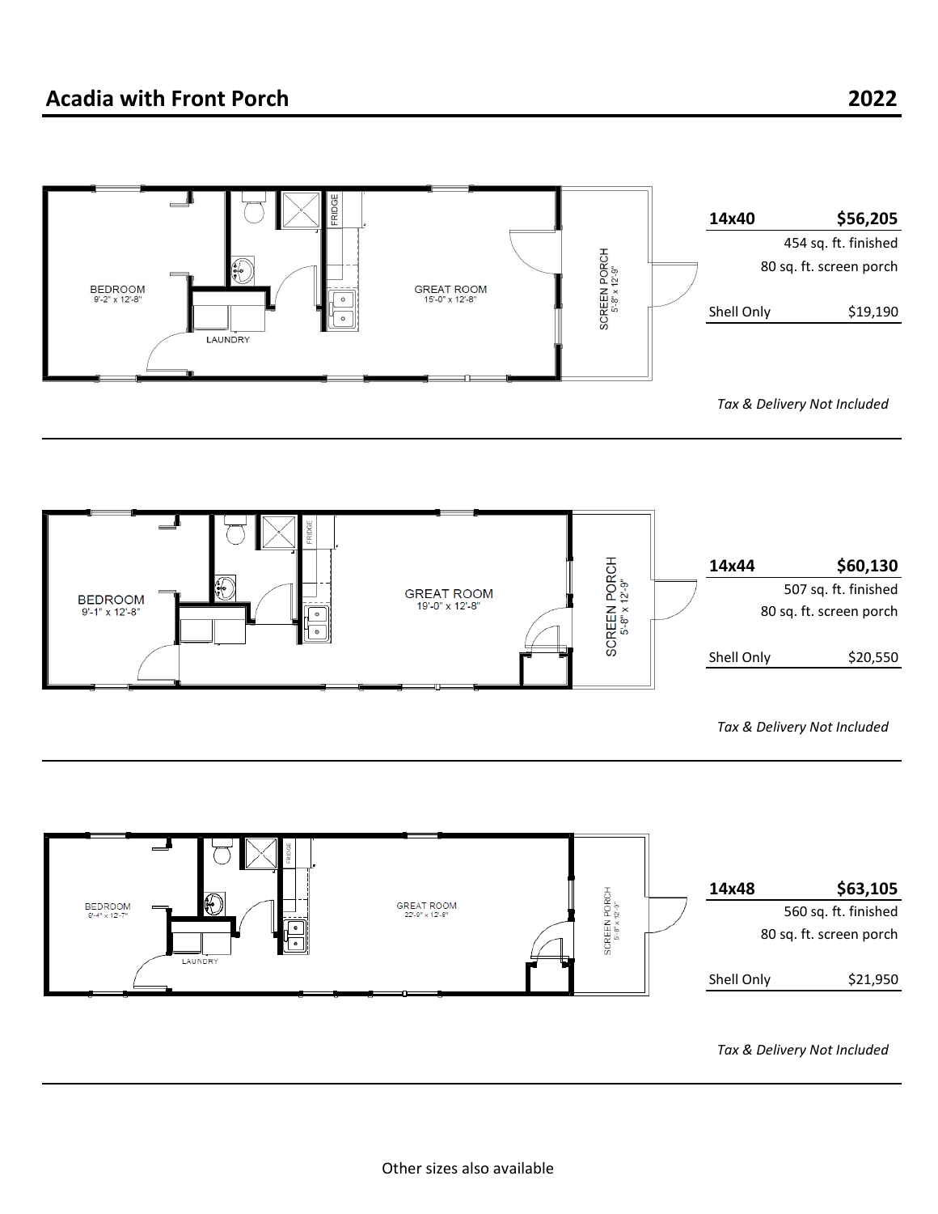# Acadia with Front Porch

**2022**

BEDROOM
9'-2" x 12'-8"

LAUNDRY

FRIDGE

GREAT ROOM
15'-0" x 12'-8"

SCREEN PORCH
5'-8" x 12'-9"

| **14x40** | **$56,205** |
|---|---|
| | 454 sq. ft. finished |
| | 80 sq. ft. screen porch |
| Shell Only | $19,190 |

*Tax & Delivery Not Included*

---

BEDROOM
9'-1" x 12'-8"

FRIDGE

GREAT ROOM
19'-0" x 12'-8"

SCREEN PORCH
5'-8" x 12'-9"

| **14x44** | **$60,130** |
|---|---|
| | 507 sq. ft. finished |
| | 80 sq. ft. screen porch |
| Shell Only | $20,550 |

*Tax & Delivery Not Included*

---

BEDROOM
9'-4" x 12'-7"

LAUNDRY

FRIDGE

GREAT ROOM
22'-0" x 12'-8"

SCREEN PORCH
5'-8" x 12'-9"

| **14x48** | **$63,105** |
|---|---|
| | 560 sq. ft. finished |
| | 80 sq. ft. screen porch |
| Shell Only | $21,950 |

*Tax & Delivery Not Included*

---

Other sizes also available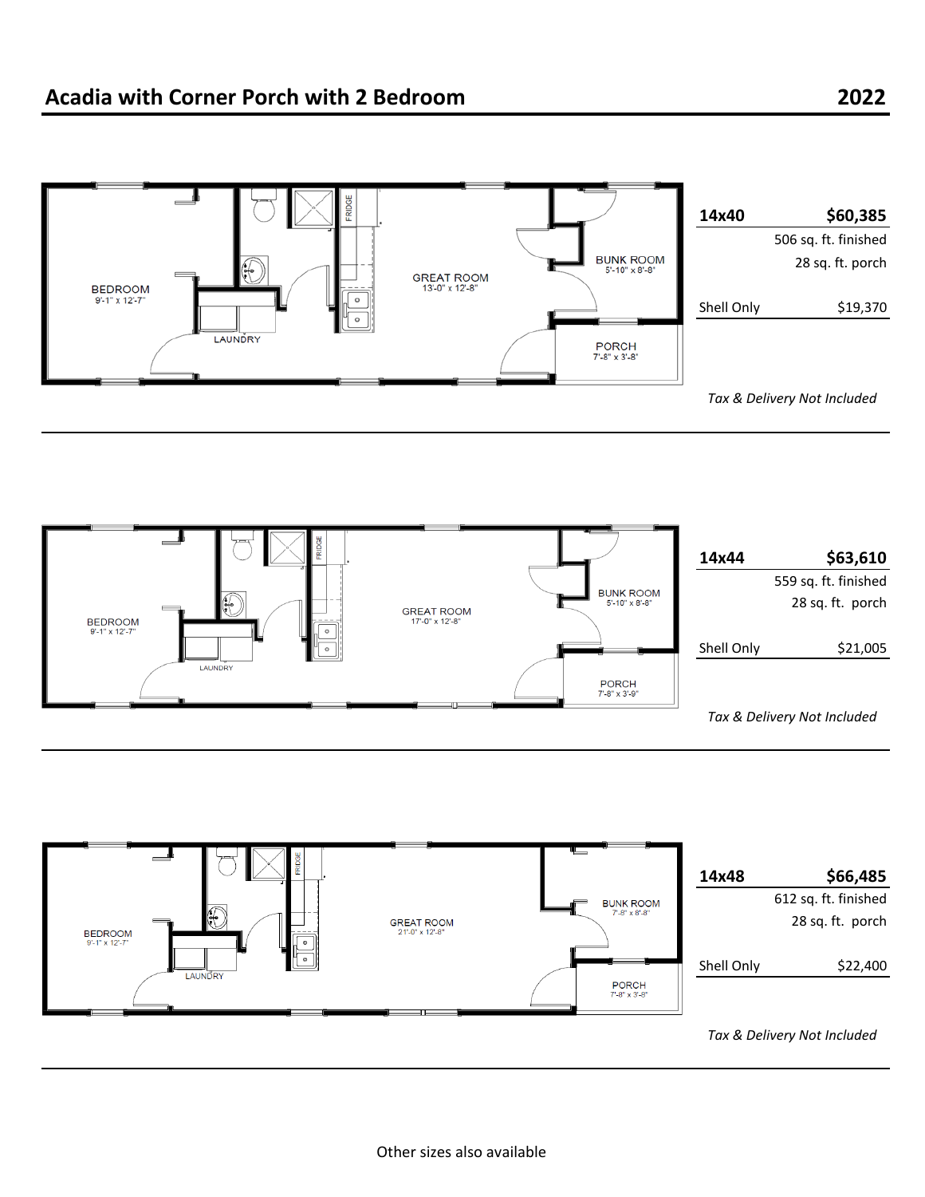# Acadia with Corner Porch with 2 Bedroom

**2022**

BEDROOM
9'-1" x 12'-7"

LAUNDRY

FRIDGE

GREAT ROOM
13'-0" x 12'-8"

BUNK ROOM
5'-10" x 8'-8"

PORCH
7'-8" x 3'-8"

| **14x40** | **$60,385** |
|---|---|
| | 506 sq. ft. finished |
| | 28 sq. ft. porch |
| Shell Only | $19,370 |

*Tax & Delivery Not Included*

---

BEDROOM
9'-1" x 12'-7"

LAUNDRY

FRIDGE

GREAT ROOM
17'-0" x 12'-8"

BUNK ROOM
5'-10" x 8'-8"

PORCH
7'-8" x 3'-9"

| **14x44** | **$63,610** |
|---|---|
| | 559 sq. ft. finished |
| | 28 sq. ft. porch |
| Shell Only | $21,005 |

*Tax & Delivery Not Included*

---

BEDROOM
9'-1" x 12'-7"

LAUNDRY

FRIDGE

GREAT ROOM
21'-0" x 12'-8"

BUNK ROOM
7'-8" x 8'-8"

PORCH
7'-8" x 3'-8"

| **14x48** | **$66,485** |
|---|---|
| | 612 sq. ft. finished |
| | 28 sq. ft. porch |
| Shell Only | $22,400 |

*Tax & Delivery Not Included*

---

Other sizes also available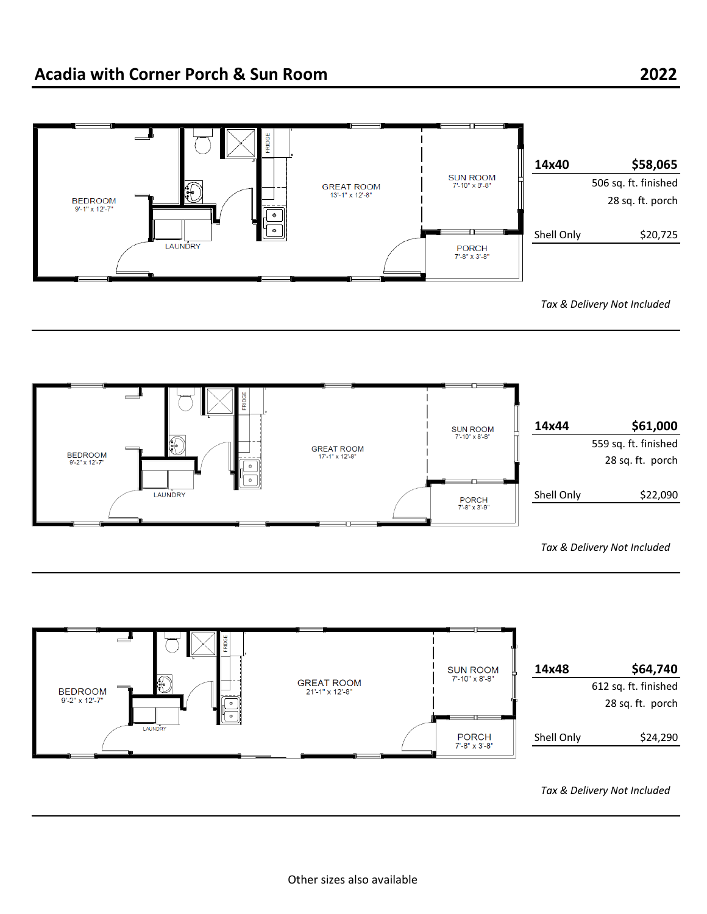## Acadia with Corner Porch & Sun Room

2022

BEDROOM 9'-1" x 12'-7"
LAUNDRY
FRIDGE
GREAT ROOM 13'-1" x 12'-8"
SUN ROOM 7'-10" x 8'-8"
PORCH 7'-8" x 3'-8"

| **14x40** | **$58,065** |
|---|---|
| | 506 sq. ft. finished |
| | 28 sq. ft. porch |
| Shell Only | $20,725 |

*Tax & Delivery Not Included*

---

BEDROOM 9'-2" x 12'-7"
LAUNDRY
FRIDGE
GREAT ROOM 17'-1" x 12'-8"
SUN ROOM 7'-10" x 8'-8"
PORCH 7'-8" x 3'-9"

| **14x44** | **$61,000** |
|---|---|
| | 559 sq. ft. finished |
| | 28 sq. ft. porch |
| Shell Only | $22,090 |

*Tax & Delivery Not Included*

---

BEDROOM 9'-2" x 12'-7"
LAUNDRY
FRIDGE
GREAT ROOM 21'-1" x 12'-8"
SUN ROOM 7'-10" x 8'-8"
PORCH 7'-8" x 3'-8"

| **14x48** | **$64,740** |
|---|---|
| | 612 sq. ft. finished |
| | 28 sq. ft. porch |
| Shell Only | $24,290 |

*Tax & Delivery Not Included*

---

Other sizes also available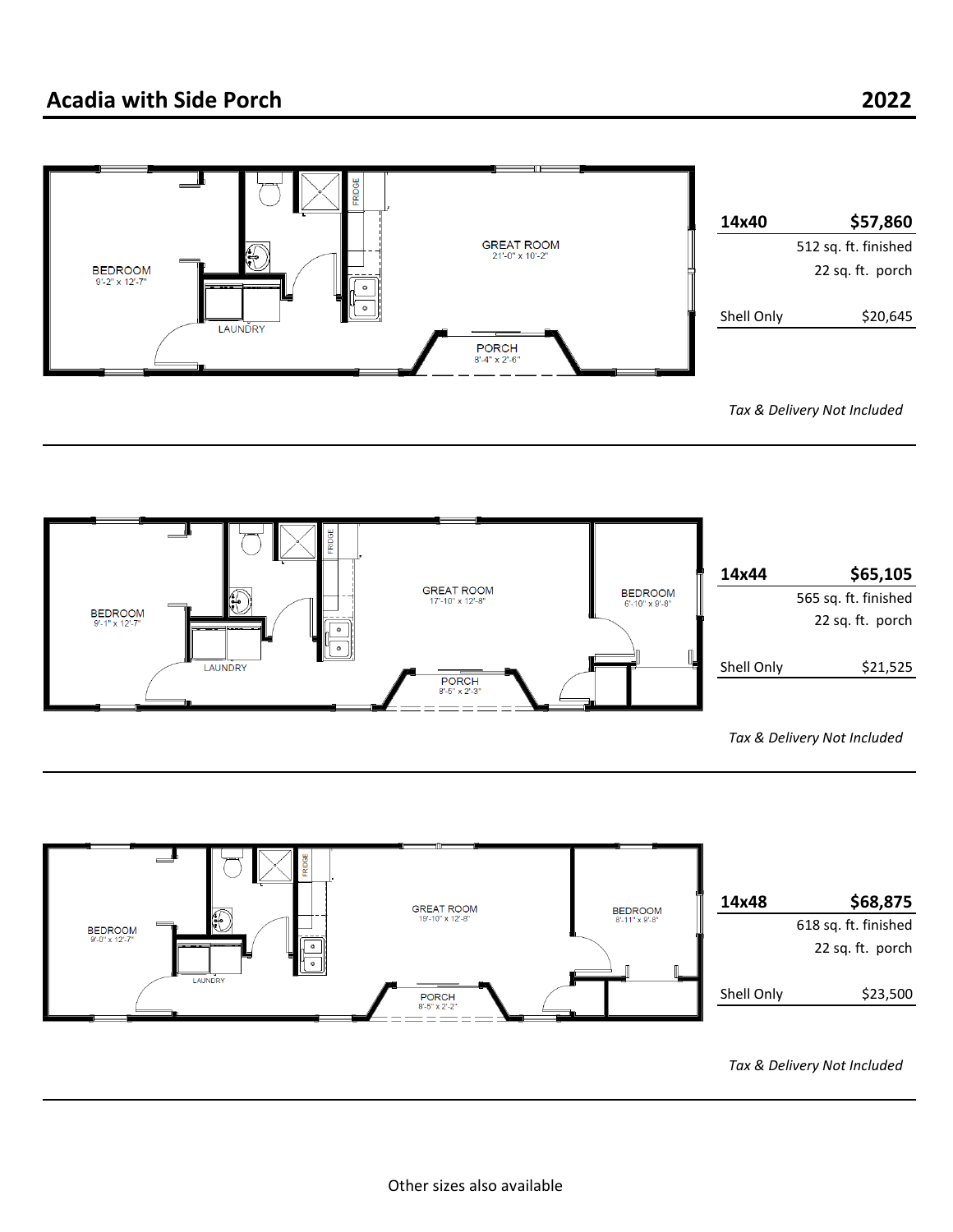# Acadia with Side Porch

2022

BEDROOM
9'-2" x 12'-7"

LAUNDRY

FRIDGE

GREAT ROOM
21'-0" x 10'-2"

PORCH
8'-4" x 2'-6"

| 14x40 | $57,860 |
|---|---|
| | 512 sq. ft. finished |
| | 22 sq. ft. porch |
| Shell Only | $20,645 |

*Tax & Delivery Not Included*

---

BEDROOM
9'-1" x 12'-7"

LAUNDRY

FRIDGE

GREAT ROOM
17'-10" x 12'-8"

BEDROOM
6'-10" x 9'-8"

PORCH
8'-5" x 2'-3"

| 14x44 | $65,105 |
|---|---|
| | 565 sq. ft. finished |
| | 22 sq. ft. porch |
| Shell Only | $21,525 |

*Tax & Delivery Not Included*

---

BEDROOM
9'-0" x 12'-7"

LAUNDRY

FRIDGE

GREAT ROOM
19'-10" x 12'-8"

BEDROOM
8'-11" x 9'-8"

PORCH
8'-5" x 2'-2"

| 14x48 | $68,875 |
|---|---|
| | 618 sq. ft. finished |
| | 22 sq. ft. porch |
| Shell Only | $23,500 |

*Tax & Delivery Not Included*

---

Other sizes also available